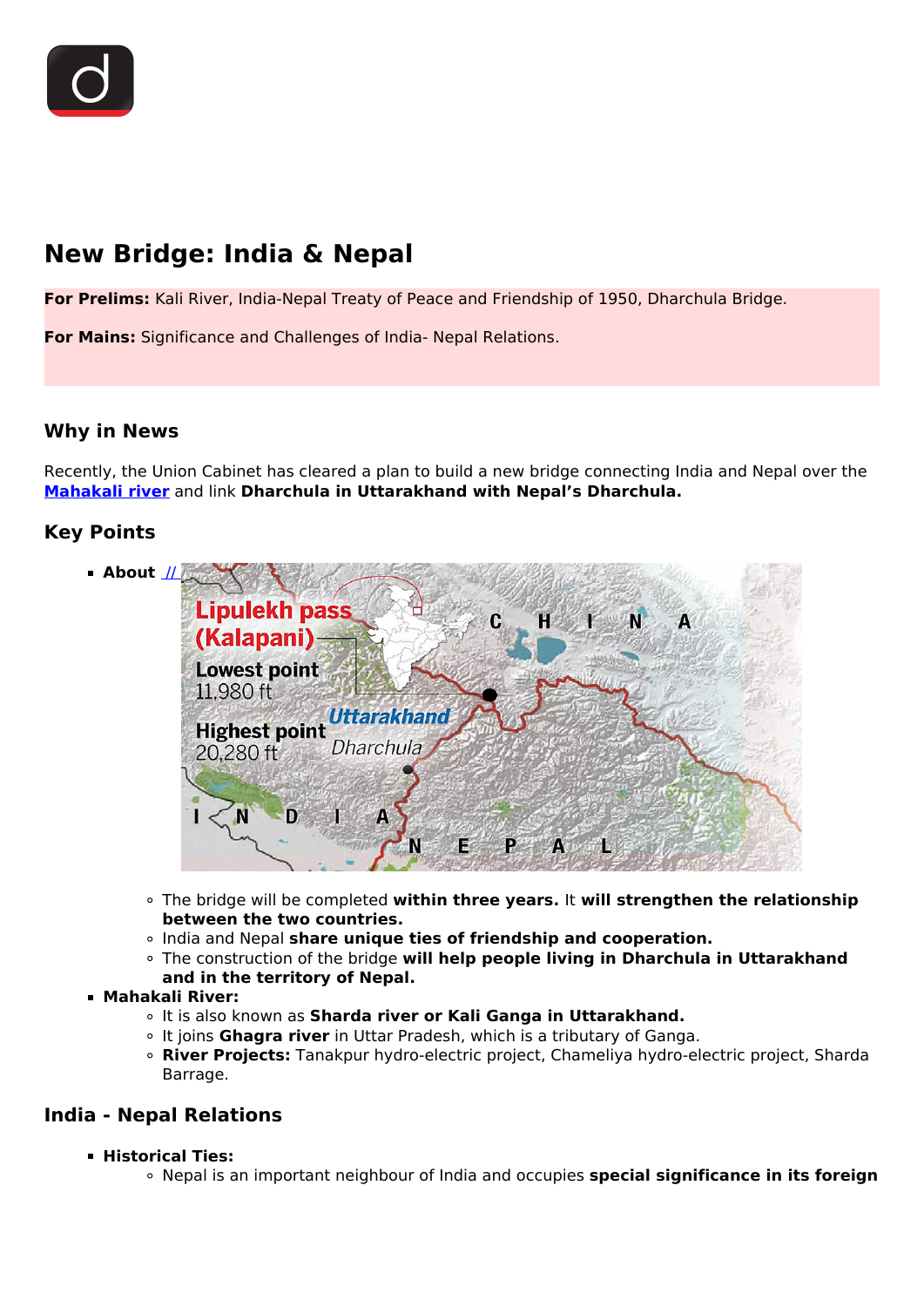# New Bridge: India & Nepal

**For Prelims:** Kali River, India-Nepal Treaty of Peace and Friendship of 1950, Dharchula Bridge.

**For Mains:** Significance and Challenges of India- Nepal Relations.

## Why in News

Recently, the Union Cabinet has cleared a plan to build a new bridge connecting India and Nepal over the **Mahakali river** and link **Dharchula in Uttarakhand with Nepal's Dharchula.**

## Key Points

- **About**
  - The bridge will be completed **within three years.** It **will strengthen the relationship between the two countries.**
  - India and Nepal **share unique ties of friendship and cooperation.**
  - The construction of the bridge **will help people living in Dharchula in Uttarakhand and in the territory of Nepal.**
- **Mahakali River:**
  - It is also known as **Sharda river or Kali Ganga in Uttarakhand.**
  - It joins **Ghagra river** in Uttar Pradesh, which is a tributary of Ganga.
  - **River Projects:** Tanakpur hydro-electric project, Chameliya hydro-electric project, Sharda Barrage.

## India - Nepal Relations

- **Historical Ties:**
  - Nepal is an important neighbour of India and occupies **special significance in its foreign**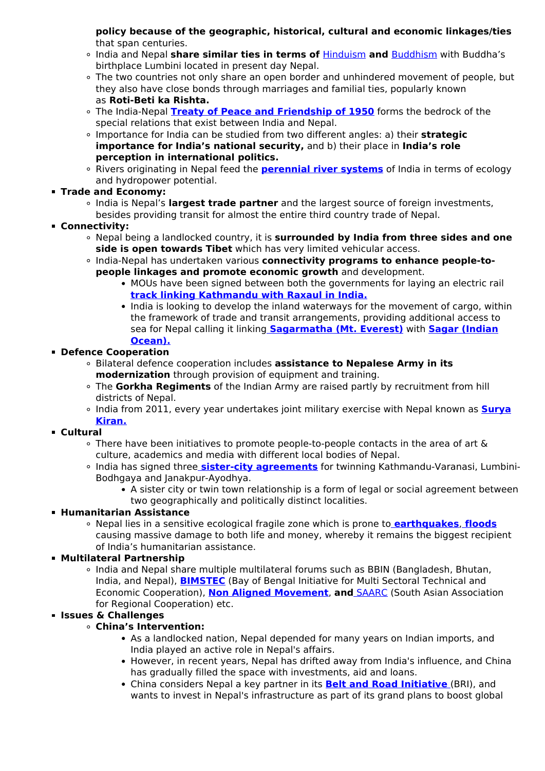**policy because of the geographic, historical, cultural and economic linkages/ties** that span centuries.
    - India and Nepal **share similar ties in terms of** Hinduism **and** Buddhism with Buddha's birthplace Lumbini located in present day Nepal.
    - The two countries not only share an open border and unhindered movement of people, but they also have close bonds through marriages and familial ties, popularly known as **Roti-Beti ka Rishta.**
    - The India-Nepal **Treaty of Peace and Friendship of 1950** forms the bedrock of the special relations that exist between India and Nepal.
    - Importance for India can be studied from two different angles: a) their **strategic importance for India's national security,** and b) their place in **India's role perception in international politics.**
    - Rivers originating in Nepal feed the **perennial river systems** of India in terms of ecology and hydropower potential.
- **Trade and Economy:**
    - India is Nepal's **largest trade partner** and the largest source of foreign investments, besides providing transit for almost the entire third country trade of Nepal.
- **Connectivity:**
    - Nepal being a landlocked country, it is **surrounded by India from three sides and one side is open towards Tibet** which has very limited vehicular access.
    - India-Nepal has undertaken various **connectivity programs to enhance people-to-people linkages and promote economic growth** and development.
        - MOUs have been signed between both the governments for laying an electric rail **track linking Kathmandu with Raxaul in India.**
        - India is looking to develop the inland waterways for the movement of cargo, within the framework of trade and transit arrangements, providing additional access to sea for Nepal calling it linking **Sagarmatha (Mt. Everest)** with **Sagar (Indian Ocean).**
- **Defence Cooperation**
    - Bilateral defence cooperation includes **assistance to Nepalese Army in its modernization** through provision of equipment and training.
    - The **Gorkha Regiments** of the Indian Army are raised partly by recruitment from hill districts of Nepal.
    - India from 2011, every year undertakes joint military exercise with Nepal known as **Surya Kiran.**
- **Cultural**
    - There have been initiatives to promote people-to-people contacts in the area of art & culture, academics and media with different local bodies of Nepal.
    - India has signed three **sister-city agreements** for twinning Kathmandu-Varanasi, Lumbini-Bodhgaya and Janakpur-Ayodhya.
        - A sister city or twin town relationship is a form of legal or social agreement between two geographically and politically distinct localities.
- **Humanitarian Assistance**
    - Nepal lies in a sensitive ecological fragile zone which is prone to **earthquakes, floods** causing massive damage to both life and money, whereby it remains the biggest recipient of India's humanitarian assistance.
- **Multilateral Partnership**
    - India and Nepal share multiple multilateral forums such as BBIN (Bangladesh, Bhutan, India, and Nepal), **BIMSTEC** (Bay of Bengal Initiative for Multi Sectoral Technical and Economic Cooperation), **Non Aligned Movement**, **and** SAARC (South Asian Association for Regional Cooperation) etc.
- **Issues & Challenges**
    - **China's Intervention:**
        - As a landlocked nation, Nepal depended for many years on Indian imports, and India played an active role in Nepal's affairs.
        - However, in recent years, Nepal has drifted away from India's influence, and China has gradually filled the space with investments, aid and loans.
        - China considers Nepal a key partner in its **Belt and Road Initiative** (BRI), and wants to invest in Nepal's infrastructure as part of its grand plans to boost global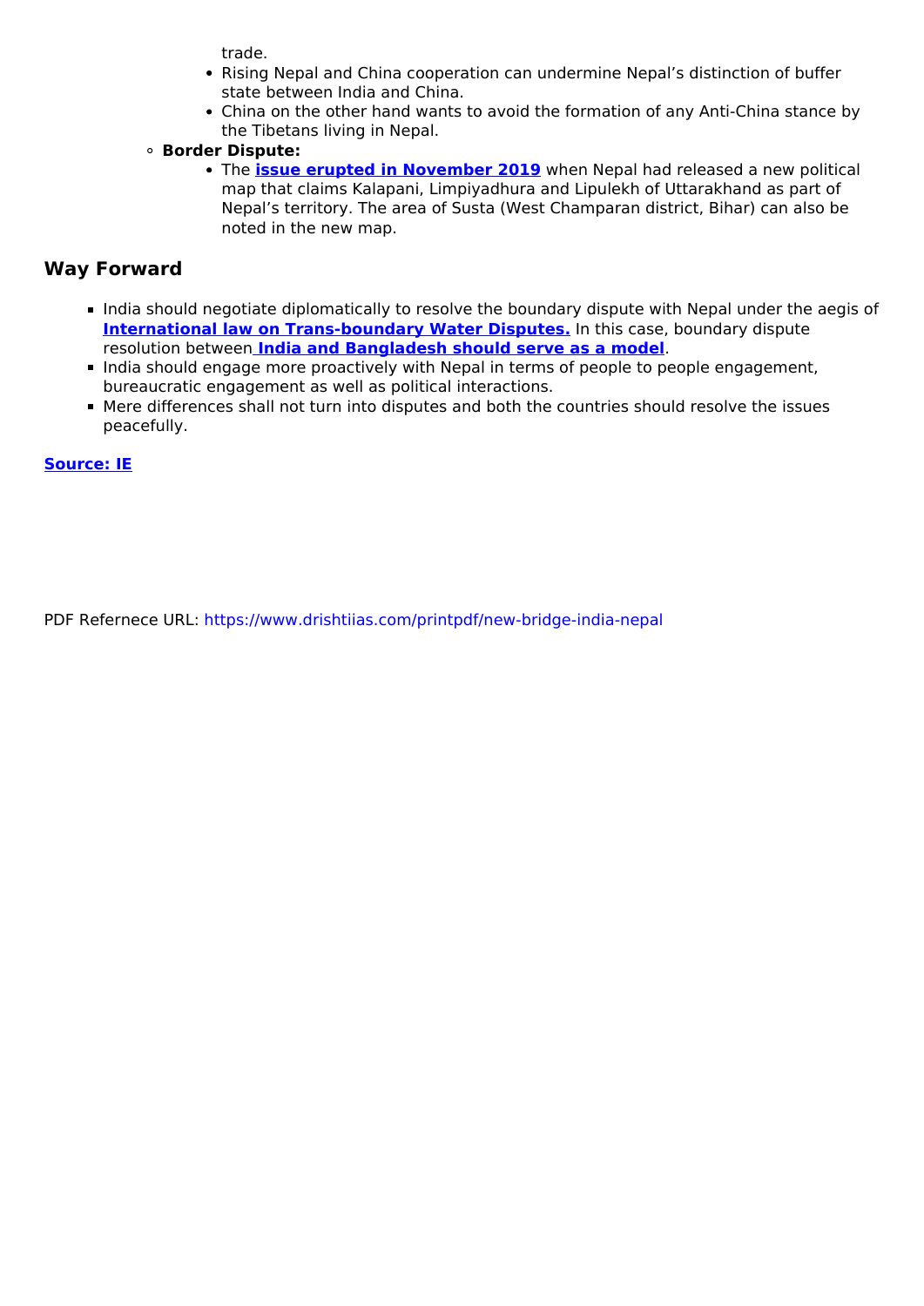trade.
    - Rising Nepal and China cooperation can undermine Nepal's distinction of buffer state between India and China.
    - China on the other hand wants to avoid the formation of any Anti-China stance by the Tibetans living in Nepal.
  - **Border Dispute:**
    - The **issue erupted in November 2019** when Nepal had released a new political map that claims Kalapani, Limpiyadhura and Lipulekh of Uttarakhand as part of Nepal's territory. The area of Susta (West Champaran district, Bihar) can also be noted in the new map.

## Way Forward

- India should negotiate diplomatically to resolve the boundary dispute with Nepal under the aegis of **International law on Trans-boundary Water Disputes.** In this case, boundary dispute resolution between **India and Bangladesh should serve as a model**.
- India should engage more proactively with Nepal in terms of people to people engagement, bureaucratic engagement as well as political interactions.
- Mere differences shall not turn into disputes and both the countries should resolve the issues peacefully.

**Source: IE**

PDF Refernece URL: https://www.drishtiias.com/printpdf/new-bridge-india-nepal